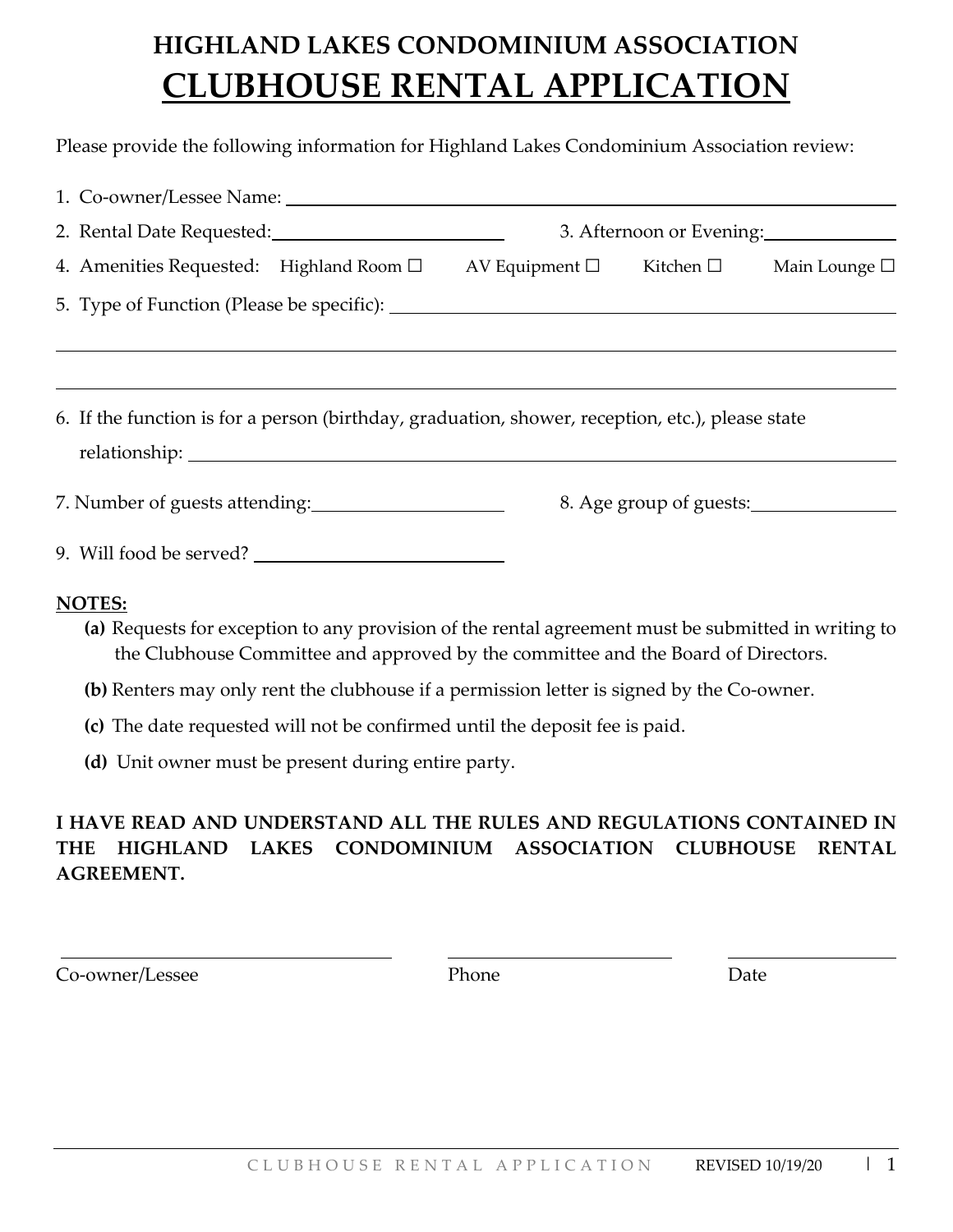# HIGHLAND LAKES CONDOMINIUM ASSOCIATION

# CLUBHOUSE RENTAL APPLICATION

Please provide the following information for Highland Lakes Condominium Association review:

1. Co-owner/Lessee Name: ______________________________________________
2. Rental Date Requested: ____________________ 3. Afternoon or Evening: ____________
4. Amenities Requested: Highland Room ☐ AV Equipment ☐ Kitchen ☐ Main Lounge ☐
5. Type of Function (Please be specific): ______________________________________

______________________________________________________________________

______________________________________________________________________

6. If the function is for a person (birthday, graduation, shower, reception, etc.), please state relationship: ______________________________________________________

7. Number of guests attending: ____________________ 8. Age group of guests: ____________

9. Will food be served? ____________________

**NOTES:**

**(a)** Requests for exception to any provision of the rental agreement must be submitted in writing to the Clubhouse Committee and approved by the committee and the Board of Directors.

**(b)** Renters may only rent the clubhouse if a permission letter is signed by the Co-owner.

**(c)** The date requested will not be confirmed until the deposit fee is paid.

**(d)** Unit owner must be present during entire party.

**I HAVE READ AND UNDERSTAND ALL THE RULES AND REGULATIONS CONTAINED IN THE HIGHLAND LAKES CONDOMINIUM ASSOCIATION CLUBHOUSE RENTAL AGREEMENT.**

| ____________________ | ____________________ | ____________________ |
|---|---|---|
| Co-owner/Lessee | Phone | Date |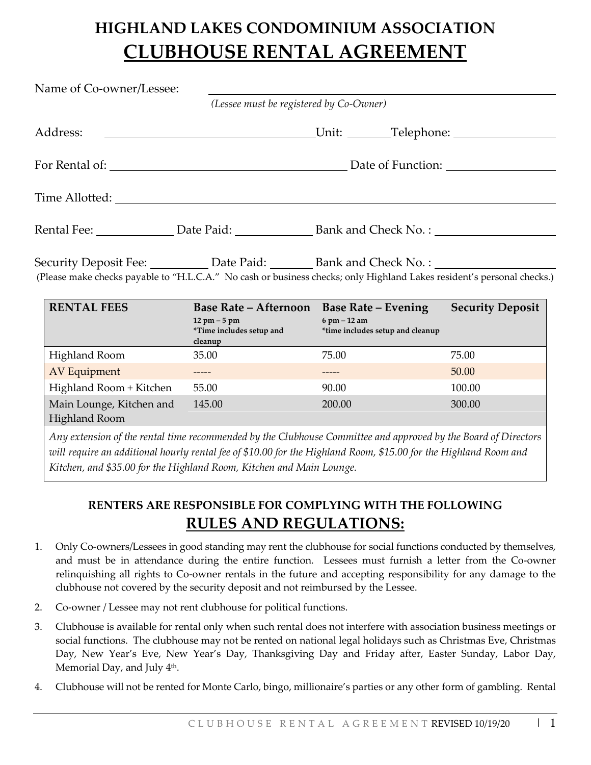# HIGHLAND LAKES CONDOMINIUM ASSOCIATION
# CLUBHOUSE RENTAL AGREEMENT

Name of Co-owner/Lessee: ______________________________
*(Lessee must be registered by Co-Owner)*

Address: ______________________________ Unit: ________ Telephone: ________________

For Rental of: ______________________________ Date of Function: ________________

Time Allotted: ______________________________

Rental Fee: ____________ Date Paid: ____________ Bank and Check No. : ________________

Security Deposit Fee: __________ Date Paid: ________ Bank and Check No. : ________________

(Please make checks payable to "H.L.C.A." No cash or business checks; only Highland Lakes resident's personal checks.)

| RENTAL FEES | Base Rate – Afternoon 12 pm – 5 pm *Time includes setup and cleanup | Base Rate – Evening 6 pm – 12 am *time includes setup and cleanup | Security Deposit |
|---|---|---|---|
| Highland Room | 35.00 | 75.00 | 75.00 |
| AV Equipment | ----- | ----- | 50.00 |
| Highland Room + Kitchen | 55.00 | 90.00 | 100.00 |
| Main Lounge, Kitchen and Highland Room | 145.00 | 200.00 | 300.00 |

*Any extension of the rental time recommended by the Clubhouse Committee and approved by the Board of Directors will require an additional hourly rental fee of $10.00 for the Highland Room, $15.00 for the Highland Room and Kitchen, and $35.00 for the Highland Room, Kitchen and Main Lounge.*

## RENTERS ARE RESPONSIBLE FOR COMPLYING WITH THE FOLLOWING RULES AND REGULATIONS:

1. Only Co-owners/Lessees in good standing may rent the clubhouse for social functions conducted by themselves, and must be in attendance during the entire function. Lessees must furnish a letter from the Co-owner relinquishing all rights to Co-owner rentals in the future and accepting responsibility for any damage to the clubhouse not covered by the security deposit and not reimbursed by the Lessee.
2. Co-owner / Lessee may not rent clubhouse for political functions.
3. Clubhouse is available for rental only when such rental does not interfere with association business meetings or social functions. The clubhouse may not be rented on national legal holidays such as Christmas Eve, Christmas Day, New Year's Eve, New Year's Day, Thanksgiving Day and Friday after, Easter Sunday, Labor Day, Memorial Day, and July 4th.
4. Clubhouse will not be rented for Monte Carlo, bingo, millionaire's parties or any other form of gambling. Rental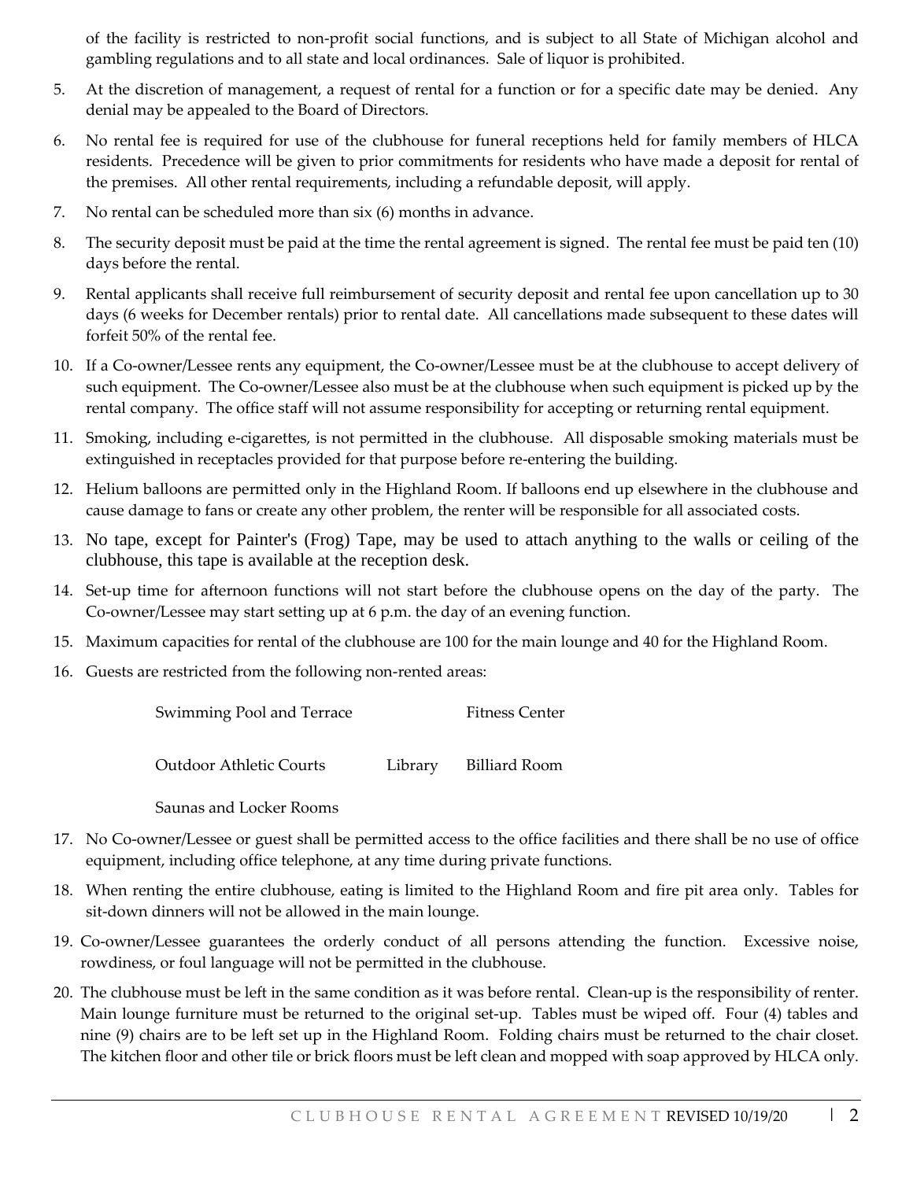of the facility is restricted to non-profit social functions, and is subject to all State of Michigan alcohol and gambling regulations and to all state and local ordinances. Sale of liquor is prohibited.

5. At the discretion of management, a request of rental for a function or for a specific date may be denied. Any denial may be appealed to the Board of Directors.
6. No rental fee is required for use of the clubhouse for funeral receptions held for family members of HLCA residents. Precedence will be given to prior commitments for residents who have made a deposit for rental of the premises. All other rental requirements, including a refundable deposit, will apply.
7. No rental can be scheduled more than six (6) months in advance.
8. The security deposit must be paid at the time the rental agreement is signed. The rental fee must be paid ten (10) days before the rental.
9. Rental applicants shall receive full reimbursement of security deposit and rental fee upon cancellation up to 30 days (6 weeks for December rentals) prior to rental date. All cancellations made subsequent to these dates will forfeit 50% of the rental fee.
10. If a Co-owner/Lessee rents any equipment, the Co-owner/Lessee must be at the clubhouse to accept delivery of such equipment. The Co-owner/Lessee also must be at the clubhouse when such equipment is picked up by the rental company. The office staff will not assume responsibility for accepting or returning rental equipment.
11. Smoking, including e-cigarettes, is not permitted in the clubhouse. All disposable smoking materials must be extinguished in receptacles provided for that purpose before re-entering the building.
12. Helium balloons are permitted only in the Highland Room. If balloons end up elsewhere in the clubhouse and cause damage to fans or create any other problem, the renter will be responsible for all associated costs.
13. No tape, except for Painter's (Frog) Tape, may be used to attach anything to the walls or ceiling of the clubhouse, this tape is available at the reception desk.
14. Set-up time for afternoon functions will not start before the clubhouse opens on the day of the party. The Co-owner/Lessee may start setting up at 6 p.m. the day of an evening function.
15. Maximum capacities for rental of the clubhouse are 100 for the main lounge and 40 for the Highland Room.
16. Guests are restricted from the following non-rented areas:

    Swimming Pool and Terrace
    Fitness Center
    Outdoor Athletic Courts
    Library
    Billiard Room
    Saunas and Locker Rooms

17. No Co-owner/Lessee or guest shall be permitted access to the office facilities and there shall be no use of office equipment, including office telephone, at any time during private functions.
18. When renting the entire clubhouse, eating is limited to the Highland Room and fire pit area only. Tables for sit-down dinners will not be allowed in the main lounge.
19. Co-owner/Lessee guarantees the orderly conduct of all persons attending the function. Excessive noise, rowdiness, or foul language will not be permitted in the clubhouse.
20. The clubhouse must be left in the same condition as it was before rental. Clean-up is the responsibility of renter. Main lounge furniture must be returned to the original set-up. Tables must be wiped off. Four (4) tables and nine (9) chairs are to be left set up in the Highland Room. Folding chairs must be returned to the chair closet. The kitchen floor and other tile or brick floors must be left clean and mopped with soap approved by HLCA only.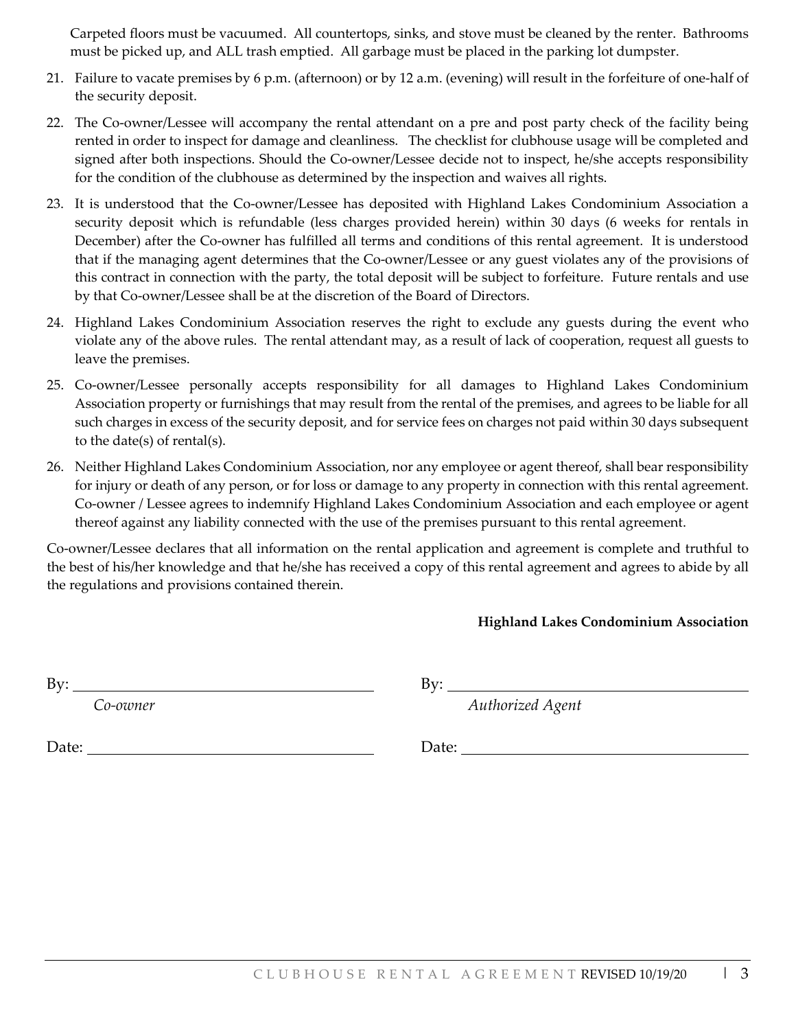Carpeted floors must be vacuumed. All countertops, sinks, and stove must be cleaned by the renter. Bathrooms must be picked up, and ALL trash emptied. All garbage must be placed in the parking lot dumpster.

21. Failure to vacate premises by 6 p.m. (afternoon) or by 12 a.m. (evening) will result in the forfeiture of one-half of the security deposit.

22. The Co-owner/Lessee will accompany the rental attendant on a pre and post party check of the facility being rented in order to inspect for damage and cleanliness. The checklist for clubhouse usage will be completed and signed after both inspections. Should the Co-owner/Lessee decide not to inspect, he/she accepts responsibility for the condition of the clubhouse as determined by the inspection and waives all rights.

23. It is understood that the Co-owner/Lessee has deposited with Highland Lakes Condominium Association a security deposit which is refundable (less charges provided herein) within 30 days (6 weeks for rentals in December) after the Co-owner has fulfilled all terms and conditions of this rental agreement. It is understood that if the managing agent determines that the Co-owner/Lessee or any guest violates any of the provisions of this contract in connection with the party, the total deposit will be subject to forfeiture. Future rentals and use by that Co-owner/Lessee shall be at the discretion of the Board of Directors.

24. Highland Lakes Condominium Association reserves the right to exclude any guests during the event who violate any of the above rules. The rental attendant may, as a result of lack of cooperation, request all guests to leave the premises.

25. Co-owner/Lessee personally accepts responsibility for all damages to Highland Lakes Condominium Association property or furnishings that may result from the rental of the premises, and agrees to be liable for all such charges in excess of the security deposit, and for service fees on charges not paid within 30 days subsequent to the date(s) of rental(s).

26. Neither Highland Lakes Condominium Association, nor any employee or agent thereof, shall bear responsibility for injury or death of any person, or for loss or damage to any property in connection with this rental agreement. Co-owner / Lessee agrees to indemnify Highland Lakes Condominium Association and each employee or agent thereof against any liability connected with the use of the premises pursuant to this rental agreement.

Co-owner/Lessee declares that all information on the rental application and agreement is complete and truthful to the best of his/her knowledge and that he/she has received a copy of this rental agreement and agrees to abide by all the regulations and provisions contained therein.

**Highland Lakes Condominium Association**

By: ______________________________ By: ______________________________

*Co-owner* *Authorized Agent*

Date: ______________________________ Date: ______________________________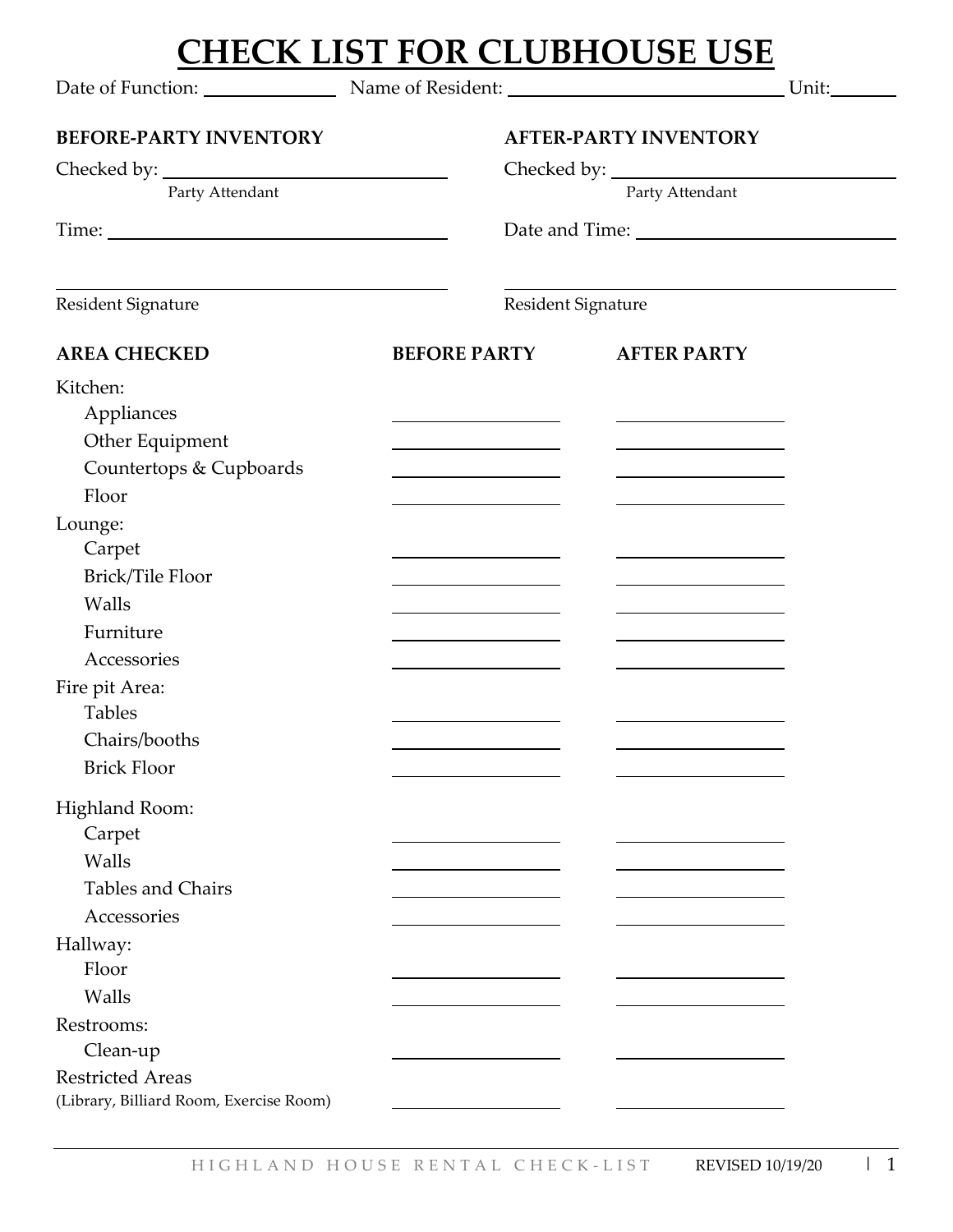# CHECK LIST FOR CLUBHOUSE USE

Date of Function: ______________ Name of Resident: ______________________________ Unit: ______

**BEFORE-PARTY INVENTORY**

Checked by: ______________________________
Party Attendant

Time: ______________________________

______________________________
Resident Signature

**AFTER-PARTY INVENTORY**

Checked by: ______________________________
Party Attendant

Date and Time: ______________________________

______________________________
Resident Signature

| AREA CHECKED | BEFORE PARTY | AFTER PARTY |
|---|---|---|
| Kitchen: | | |
| Appliances | ______________ | ______________ |
| Other Equipment | ______________ | ______________ |
| Countertops & Cupboards | ______________ | ______________ |
| Floor | ______________ | ______________ |
| Lounge: | | |
| Carpet | ______________ | ______________ |
| Brick/Tile Floor | ______________ | ______________ |
| Walls | ______________ | ______________ |
| Furniture | ______________ | ______________ |
| Accessories | ______________ | ______________ |
| Fire pit Area: | | |
| Tables | ______________ | ______________ |
| Chairs/booths | ______________ | ______________ |
| Brick Floor | ______________ | ______________ |
| Highland Room: | | |
| Carpet | ______________ | ______________ |
| Walls | ______________ | ______________ |
| Tables and Chairs | ______________ | ______________ |
| Accessories | ______________ | ______________ |
| Hallway: | | |
| Floor | ______________ | ______________ |
| Walls | ______________ | ______________ |
| Restrooms: | | |
| Clean-up | ______________ | ______________ |
| Restricted Areas (Library, Billiard Room, Exercise Room) | ______________ | ______________ |